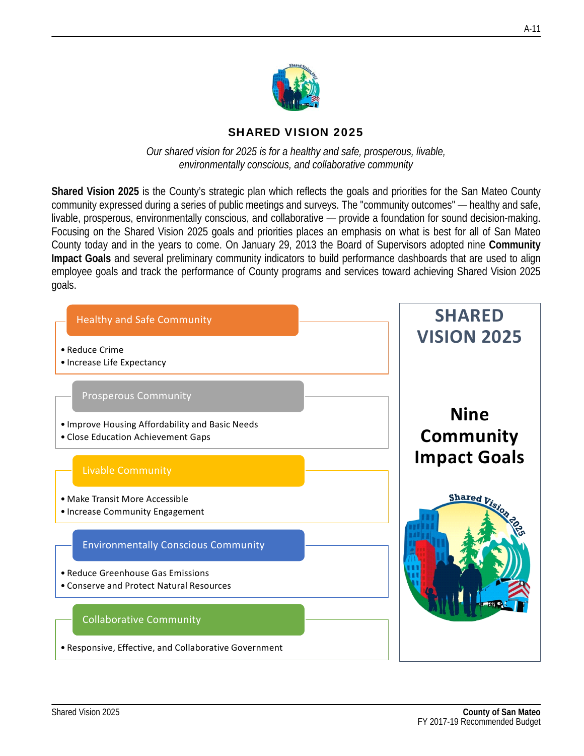# SHARED VISION 2025

*Our shared vision for 2025 is for a healthy and safe, prosperous, livable, environmentally conscious, and collaborative community*

**Shared Vision 2025** is the County's strategic plan which reflects the goals and priorities for the San Mateo County community expressed during a series of public meetings and surveys. The "community outcomes" — healthy and safe, livable, prosperous, environmentally conscious, and collaborative — provide a foundation for sound decision-making. Focusing on the Shared Vision 2025 goals and priorities places an emphasis on what is best for all of San Mateo County today and in the years to come. On January 29, 2013 the Board of Supervisors adopted nine **Community Impact Goals** and several preliminary community indicators to build performance dashboards that are used to align employee goals and track the performance of County programs and services toward achieving Shared Vision 2025 goals.

## SHARED VISION 2025

### Nine Community Impact Goals

**Healthy and Safe Community**

- Reduce Crime
- Increase Life Expectancy

**Prosperous Community**

- Improve Housing Affordability and Basic Needs
- Close Education Achievement Gaps

**Livable Community**

- Make Transit More Accessible
- Increase Community Engagement

**Environmentally Conscious Community**

- Reduce Greenhouse Gas Emissions
- Conserve and Protect Natural Resources

**Collaborative Community**

- Responsive, Effective, and Collaborative Government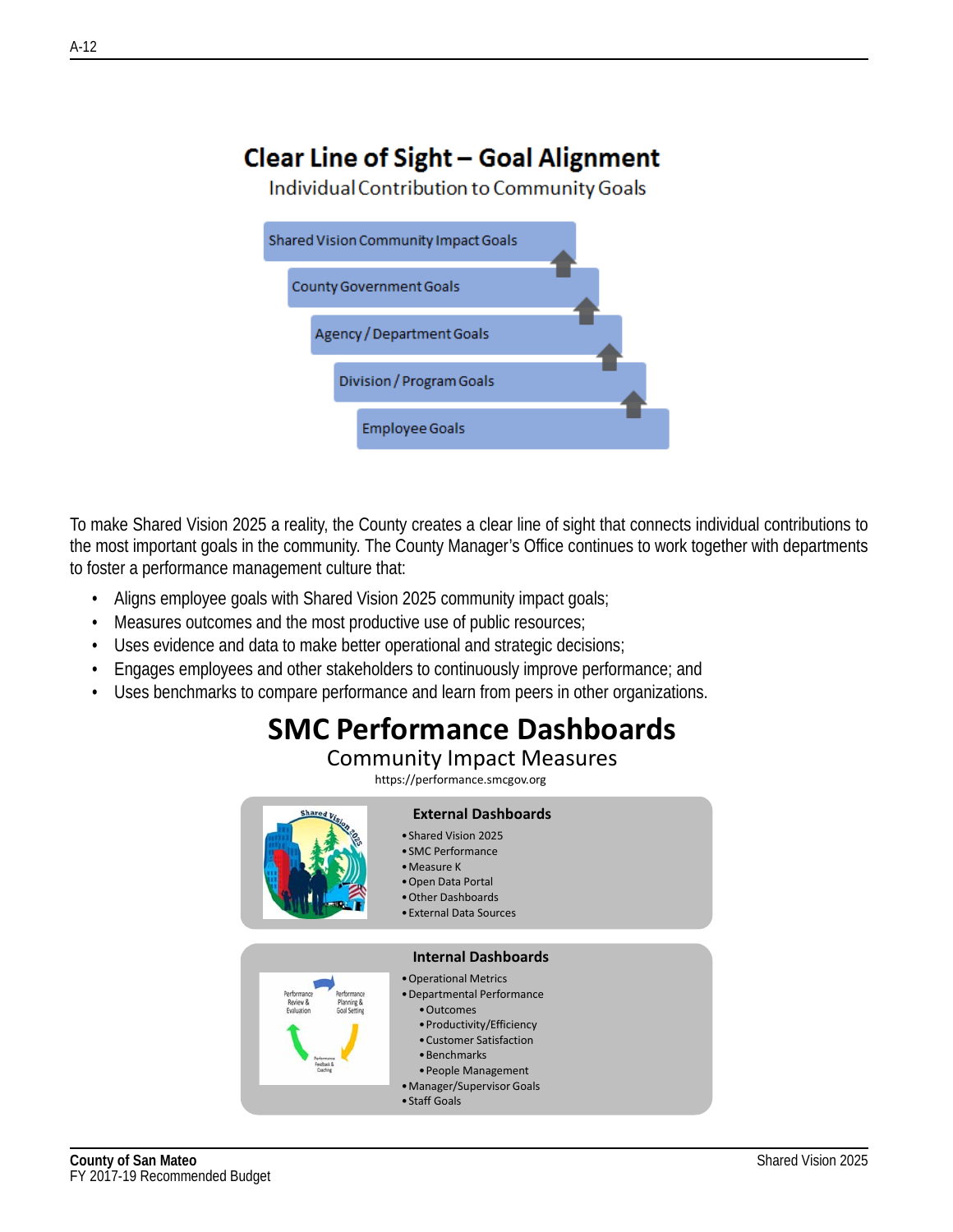## Clear Line of Sight – Goal Alignment

Individual Contribution to Community Goals

- Shared Vision Community Impact Goals
- County Government Goals
- Agency / Department Goals
- Division / Program Goals
- Employee Goals

To make Shared Vision 2025 a reality, the County creates a clear line of sight that connects individual contributions to the most important goals in the community. The County Manager's Office continues to work together with departments to foster a performance management culture that:

- Aligns employee goals with Shared Vision 2025 community impact goals;
- Measures outcomes and the most productive use of public resources;
- Uses evidence and data to make better operational and strategic decisions;
- Engages employees and other stakeholders to continuously improve performance; and
- Uses benchmarks to compare performance and learn from peers in other organizations.

## SMC Performance Dashboards

Community Impact Measures

https://performance.smcgov.org

**External Dashboards**

- Shared Vision 2025
- SMC Performance
- Measure K
- Open Data Portal
- Other Dashboards
- External Data Sources

**Internal Dashboards**

- Operational Metrics
- Departmental Performance
  - Outcomes
  - Productivity/Efficiency
  - Customer Satisfaction
  - Benchmarks
  - People Management
- Manager/Supervisor Goals
- Staff Goals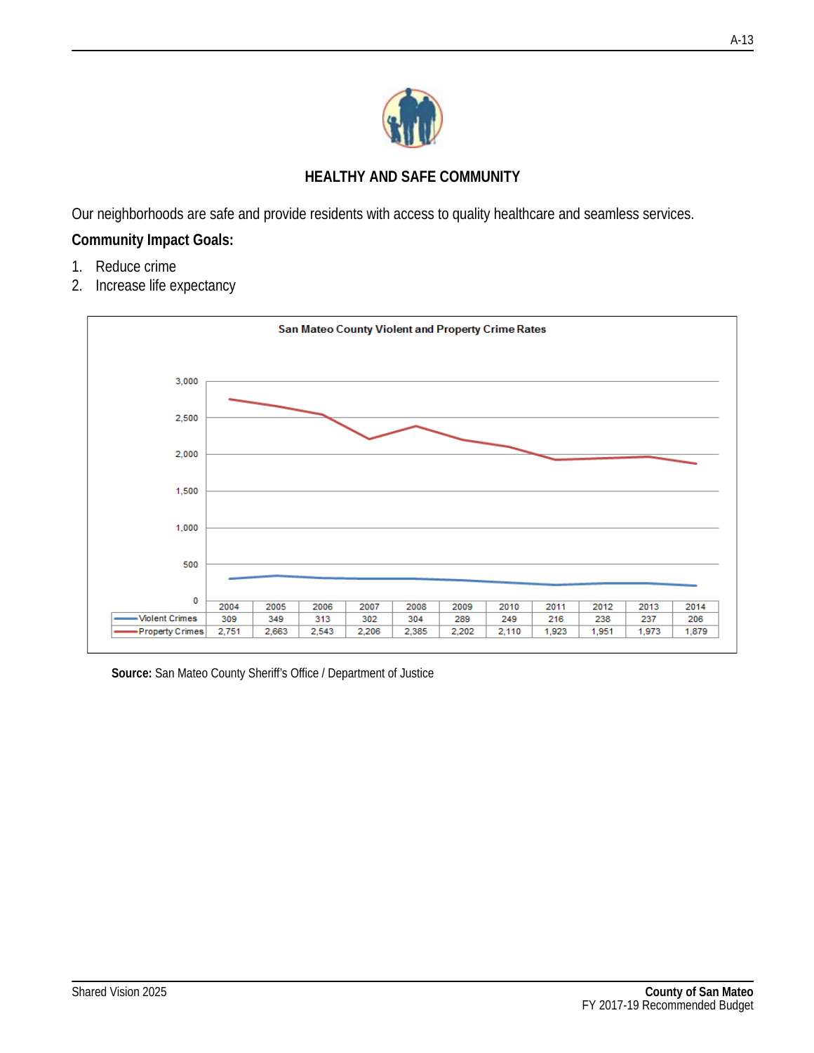## HEALTHY AND SAFE COMMUNITY

Our neighborhoods are safe and provide residents with access to quality healthcare and seamless services.

**Community Impact Goals:**

1. Reduce crime
2. Increase life expectancy

**San Mateo County Violent and Property Crime Rates**

| | 2004 | 2005 | 2006 | 2007 | 2008 | 2009 | 2010 | 2011 | 2012 | 2013 | 2014 |
|---|---|---|---|---|---|---|---|---|---|---|---|
| Violent Crimes | 309 | 349 | 313 | 302 | 304 | 289 | 249 | 216 | 238 | 237 | 206 |
| Property Crimes | 2,751 | 2,663 | 2,543 | 2,206 | 2,385 | 2,202 | 2,110 | 1,923 | 1,951 | 1,973 | 1,879 |

**Source:** San Mateo County Sheriff's Office / Department of Justice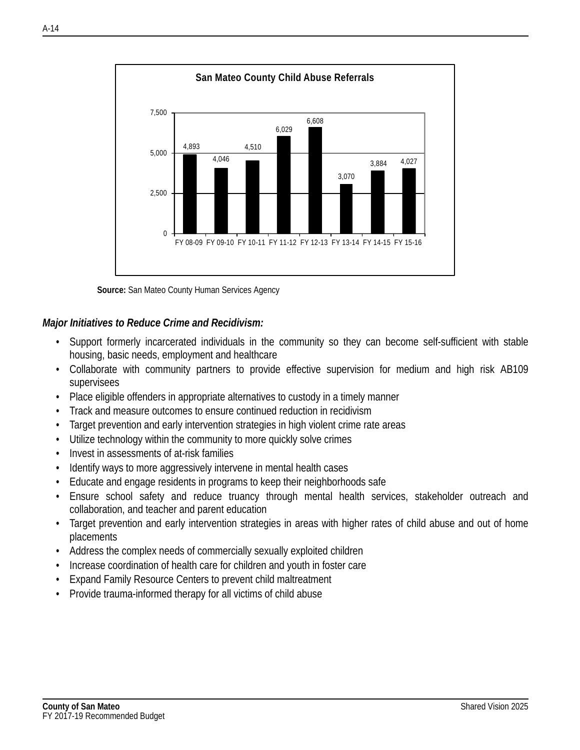**San Mateo County Child Abuse Referrals**

| FY 08-09 | FY 09-10 | FY 10-11 | FY 11-12 | FY 12-13 | FY 13-14 | FY 14-15 | FY 15-16 |
|---|---|---|---|---|---|---|---|
| 4,893 | 4,046 | 4,510 | 6,029 | 6,608 | 3,070 | 3,884 | 4,027 |

**Source:** San Mateo County Human Services Agency

***Major Initiatives to Reduce Crime and Recidivism:***

- Support formerly incarcerated individuals in the community so they can become self-sufficient with stable housing, basic needs, employment and healthcare
- Collaborate with community partners to provide effective supervision for medium and high risk AB109 supervisees
- Place eligible offenders in appropriate alternatives to custody in a timely manner
- Track and measure outcomes to ensure continued reduction in recidivism
- Target prevention and early intervention strategies in high violent crime rate areas
- Utilize technology within the community to more quickly solve crimes
- Invest in assessments of at-risk families
- Identify ways to more aggressively intervene in mental health cases
- Educate and engage residents in programs to keep their neighborhoods safe
- Ensure school safety and reduce truancy through mental health services, stakeholder outreach and collaboration, and teacher and parent education
- Target prevention and early intervention strategies in areas with higher rates of child abuse and out of home placements
- Address the complex needs of commercially sexually exploited children
- Increase coordination of health care for children and youth in foster care
- Expand Family Resource Centers to prevent child maltreatment
- Provide trauma-informed therapy for all victims of child abuse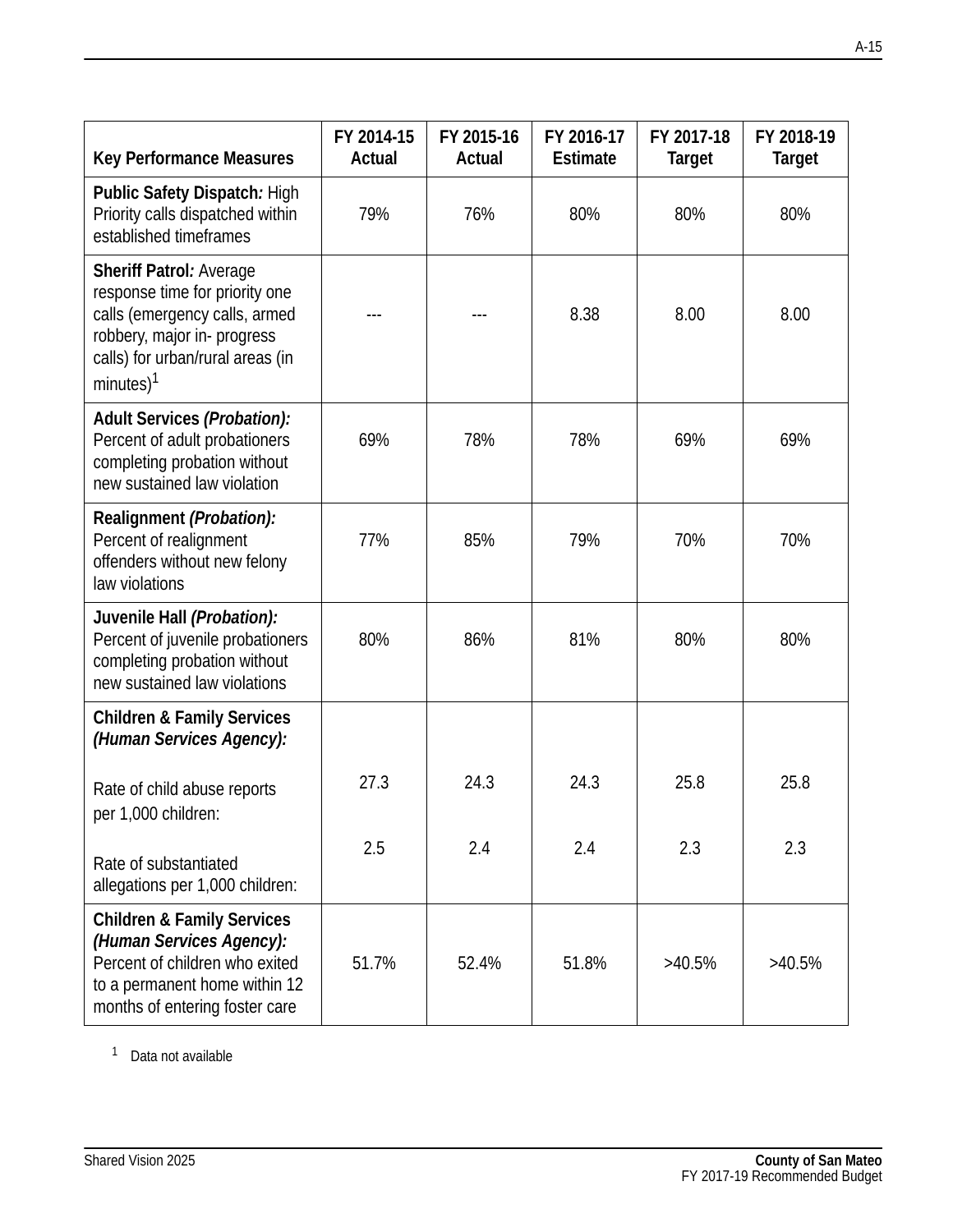| Key Performance Measures | FY 2014-15 Actual | FY 2015-16 Actual | FY 2016-17 Estimate | FY 2017-18 Target | FY 2018-19 Target |
|---|---|---|---|---|---|
| **Public Safety Dispatch***:* High Priority calls dispatched within established timeframes | 79% | 76% | 80% | 80% | 80% |
| **Sheriff Patrol***:* Average response time for priority one calls (emergency calls, armed robbery, major in- progress calls) for urban/rural areas (in minutes)[1] | --- | --- | 8.38 | 8.00 | 8.00 |
| **Adult Services *(Probation):*** Percent of adult probationers completing probation without new sustained law violation | 69% | 78% | 78% | 69% | 69% |
| **Realignment *(Probation):*** Percent of realignment offenders without new felony law violations | 77% | 85% | 79% | 70% | 70% |
| **Juvenile Hall *(Probation):*** Percent of juvenile probationers completing probation without new sustained law violations | 80% | 86% | 81% | 80% | 80% |
| **Children & Family Services *(Human Services Agency):*** | | | | | |
| Rate of child abuse reports per 1,000 children: | 27.3 | 24.3 | 24.3 | 25.8 | 25.8 |
| Rate of substantiated allegations per 1,000 children: | 2.5 | 2.4 | 2.4 | 2.3 | 2.3 |
| **Children & Family Services *(Human Services Agency):*** Percent of children who exited to a permanent home within 12 months of entering foster care | 51.7% | 52.4% | 51.8% | >40.5% | >40.5% |

[1] Data not available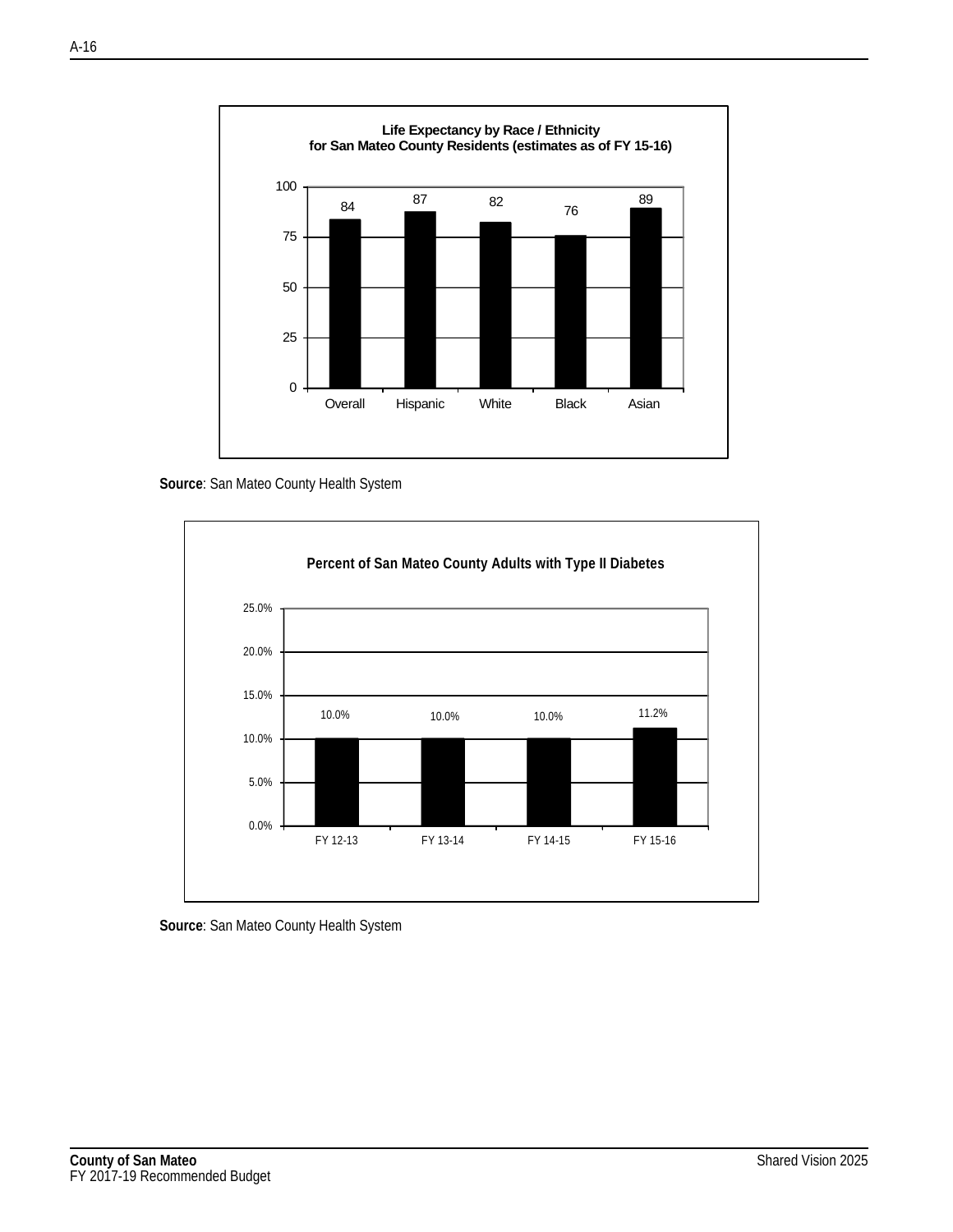**Life Expectancy by Race / Ethnicity for San Mateo County Residents (estimates as of FY 15-16)**

| Group | Life Expectancy |
|---|---|
| Overall | 84 |
| Hispanic | 87 |
| White | 82 |
| Black | 76 |
| Asian | 89 |

**Source**: San Mateo County Health System

**Percent of San Mateo County Adults with Type II Diabetes**

| Fiscal Year | Percent |
|---|---|
| FY 12-13 | 10.0% |
| FY 13-14 | 10.0% |
| FY 14-15 | 10.0% |
| FY 15-16 | 11.2% |

**Source**: San Mateo County Health System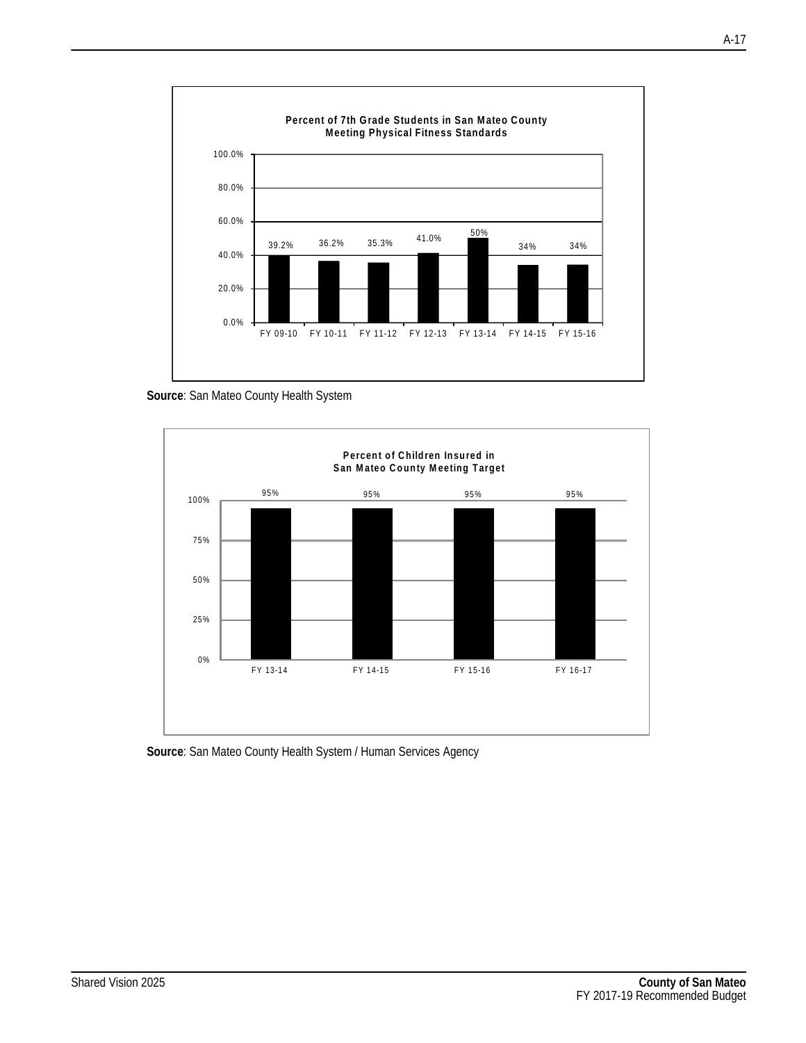**Percent of 7th Grade Students in San Mateo County Meeting Physical Fitness Standards**

| Fiscal Year | Percent |
|---|---|
| FY 09-10 | 39.2% |
| FY 10-11 | 36.2% |
| FY 11-12 | 35.3% |
| FY 12-13 | 41.0% |
| FY 13-14 | 50% |
| FY 14-15 | 34% |
| FY 15-16 | 34% |

**Source**: San Mateo County Health System

**Percent of Children Insured in San Mateo County Meeting Target**

| Fiscal Year | Percent |
|---|---|
| FY 13-14 | 95% |
| FY 14-15 | 95% |
| FY 15-16 | 95% |
| FY 16-17 | 95% |

**Source**: San Mateo County Health System / Human Services Agency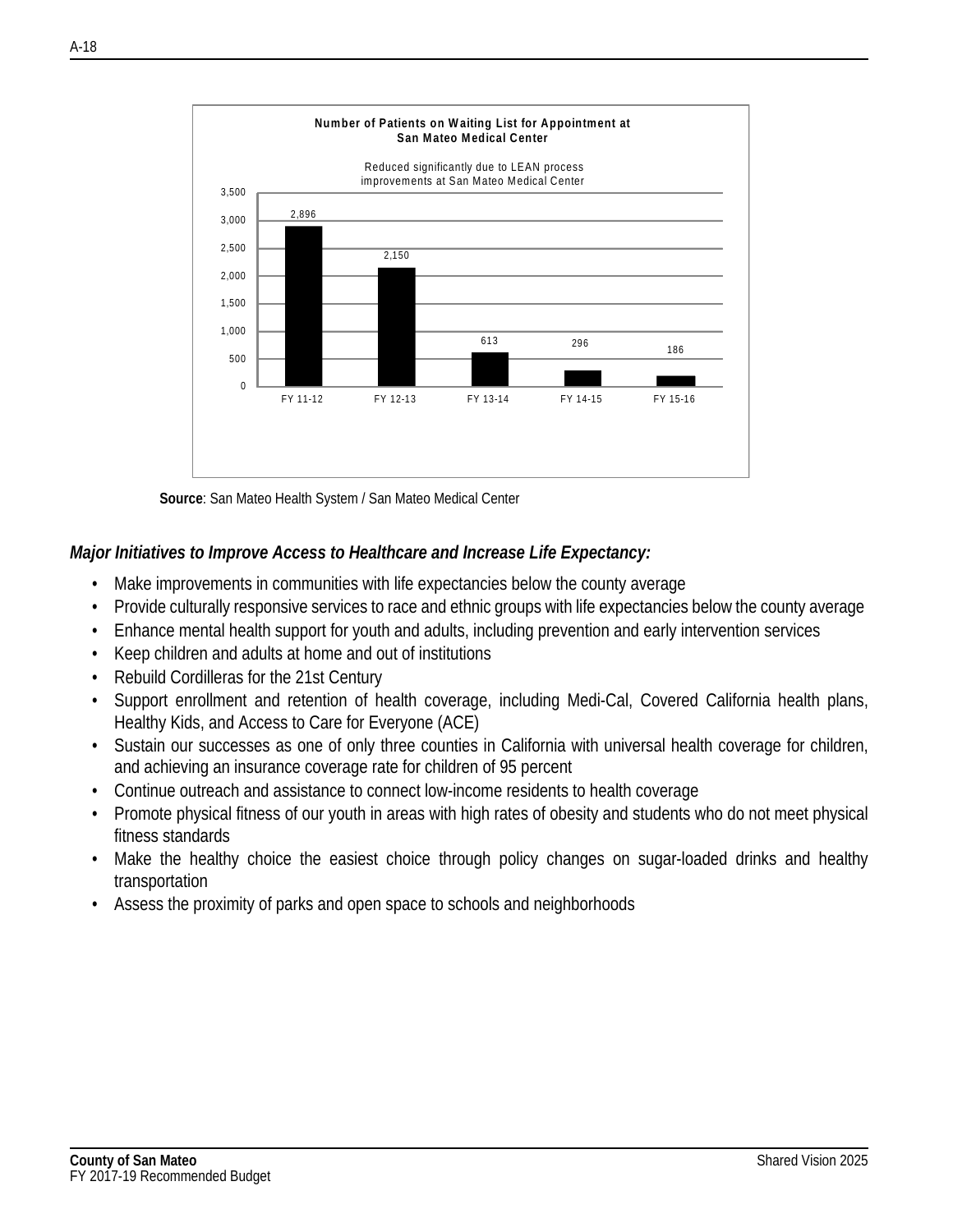**Number of Patients on Waiting List for Appointment at San Mateo Medical Center**

Reduced significantly due to LEAN process improvements at San Mateo Medical Center

| Fiscal Year | Patients on Waiting List |
| --- | --- |
| FY 11-12 | 2,896 |
| FY 12-13 | 2,150 |
| FY 13-14 | 613 |
| FY 14-15 | 296 |
| FY 15-16 | 186 |

**Source**: San Mateo Health System / San Mateo Medical Center

***Major Initiatives to Improve Access to Healthcare and Increase Life Expectancy:***

- Make improvements in communities with life expectancies below the county average
- Provide culturally responsive services to race and ethnic groups with life expectancies below the county average
- Enhance mental health support for youth and adults, including prevention and early intervention services
- Keep children and adults at home and out of institutions
- Rebuild Cordilleras for the 21st Century
- Support enrollment and retention of health coverage, including Medi-Cal, Covered California health plans, Healthy Kids, and Access to Care for Everyone (ACE)
- Sustain our successes as one of only three counties in California with universal health coverage for children, and achieving an insurance coverage rate for children of 95 percent
- Continue outreach and assistance to connect low-income residents to health coverage
- Promote physical fitness of our youth in areas with high rates of obesity and students who do not meet physical fitness standards
- Make the healthy choice the easiest choice through policy changes on sugar-loaded drinks and healthy transportation
- Assess the proximity of parks and open space to schools and neighborhoods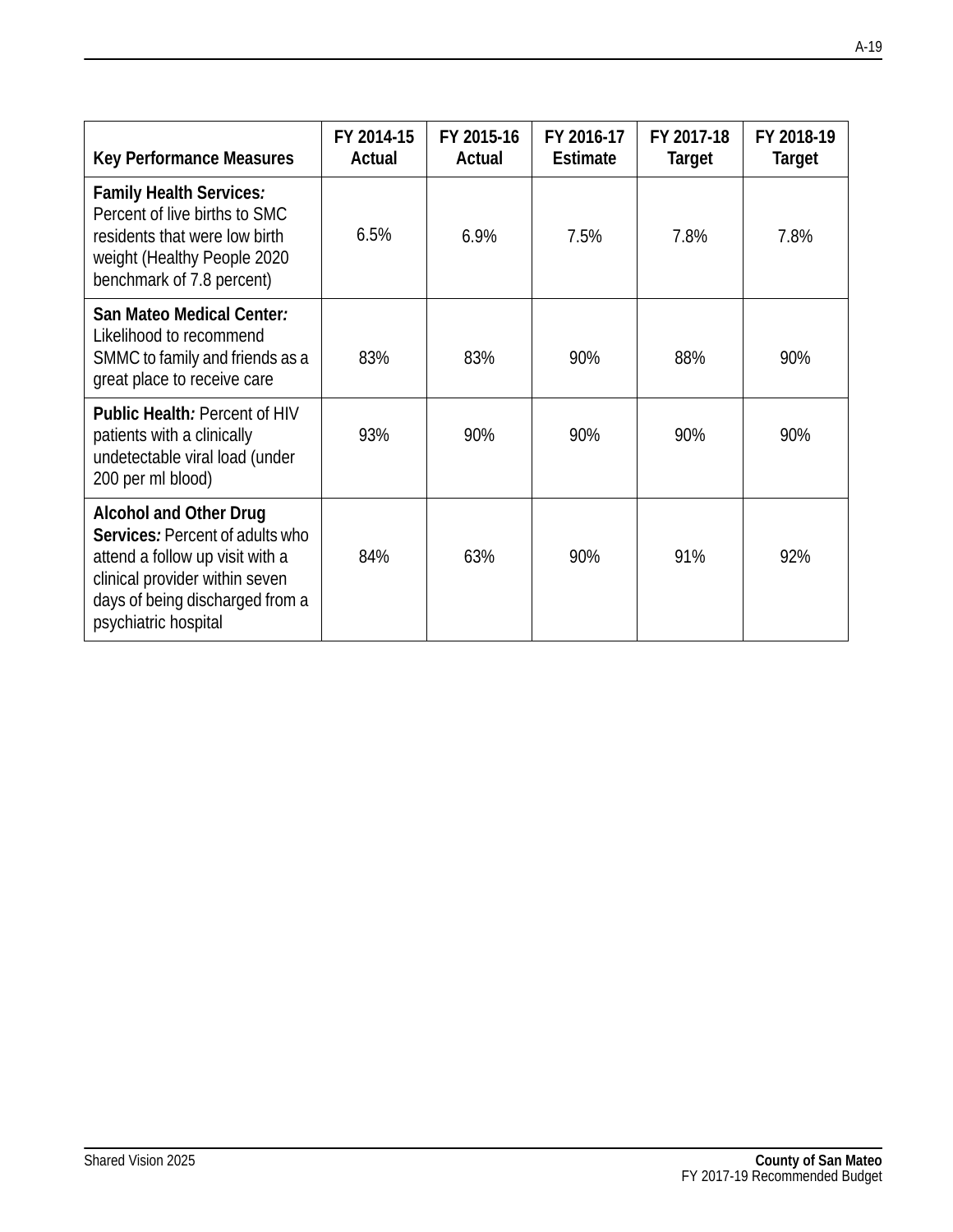| Key Performance Measures | FY 2014-15 Actual | FY 2015-16 Actual | FY 2016-17 Estimate | FY 2017-18 Target | FY 2018-19 Target |
|---|---|---|---|---|---|
| **Family Health Services*:*** Percent of live births to SMC residents that were low birth weight (Healthy People 2020 benchmark of 7.8 percent) | 6.5% | 6.9% | 7.5% | 7.8% | 7.8% |
| **San Mateo Medical Center*:*** Likelihood to recommend SMMC to family and friends as a great place to receive care | 83% | 83% | 90% | 88% | 90% |
| **Public Health*:*** Percent of HIV patients with a clinically undetectable viral load (under 200 per ml blood) | 93% | 90% | 90% | 90% | 90% |
| **Alcohol and Other Drug Services*:*** Percent of adults who attend a follow up visit with a clinical provider within seven days of being discharged from a psychiatric hospital | 84% | 63% | 90% | 91% | 92% |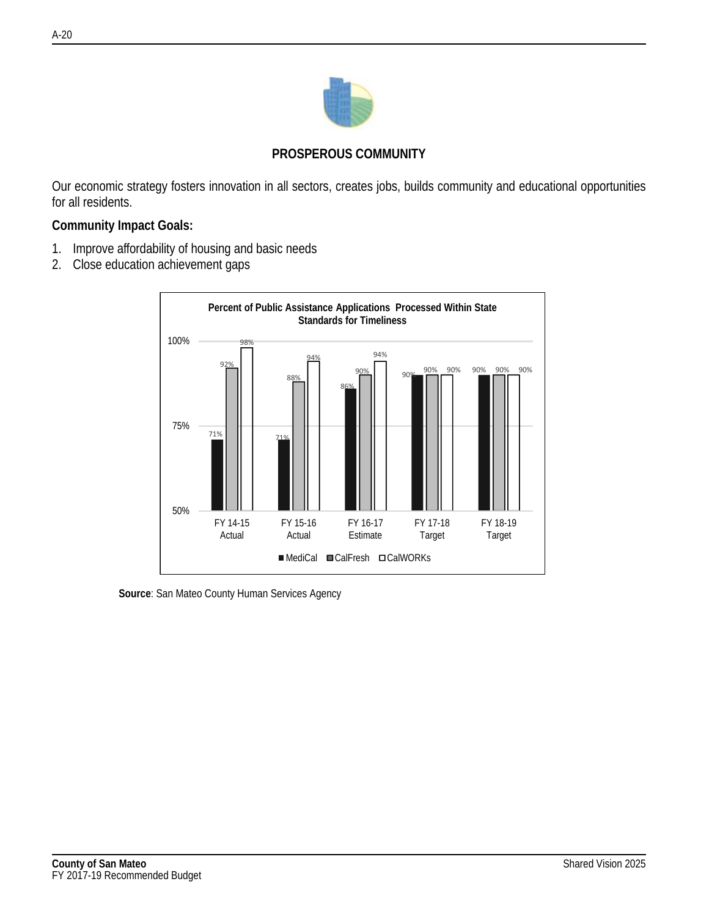## PROSPEROUS COMMUNITY

Our economic strategy fosters innovation in all sectors, creates jobs, builds community and educational opportunities for all residents.

**Community Impact Goals:**

1. Improve affordability of housing and basic needs
2. Close education achievement gaps

**Percent of Public Assistance Applications Processed Within State Standards for Timeliness**

| | FY 14-15 Actual | FY 15-16 Actual | FY 16-17 Estimate | FY 17-18 Target | FY 18-19 Target |
|---|---|---|---|---|---|
| MediCal | 71% | 71% | 86% | 90% | 90% |
| CalFresh | 92% | 88% | 90% | 90% | 90% |
| CalWORKs | 98% | 94% | 94% | 90% | 90% |

**Source**: San Mateo County Human Services Agency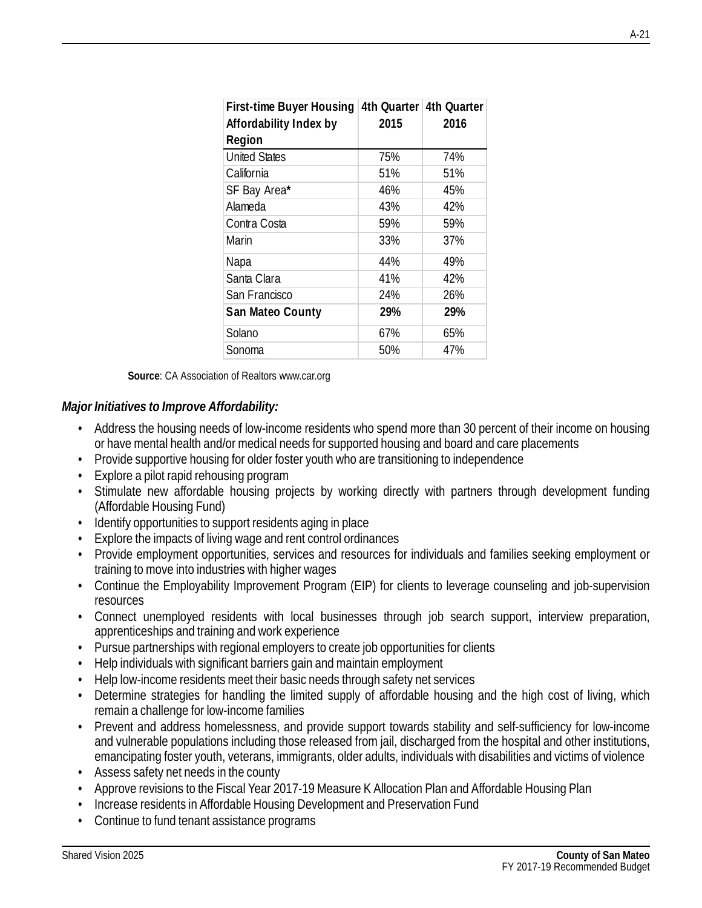| First-time Buyer Housing Affordability Index by Region | 4th Quarter 2015 | 4th Quarter 2016 |
|---|---|---|
| United States | 75% | 74% |
| California | 51% | 51% |
| SF Bay Area* | 46% | 45% |
| Alameda | 43% | 42% |
| Contra Costa | 59% | 59% |
| Marin | 33% | 37% |
| Napa | 44% | 49% |
| Santa Clara | 41% | 42% |
| San Francisco | 24% | 26% |
| **San Mateo County** | **29%** | **29%** |
| Solano | 67% | 65% |
| Sonoma | 50% | 47% |

**Source**: CA Association of Realtors www.car.org

***Major Initiatives to Improve Affordability:***

- Address the housing needs of low-income residents who spend more than 30 percent of their income on housing or have mental health and/or medical needs for supported housing and board and care placements
- Provide supportive housing for older foster youth who are transitioning to independence
- Explore a pilot rapid rehousing program
- Stimulate new affordable housing projects by working directly with partners through development funding (Affordable Housing Fund)
- Identify opportunities to support residents aging in place
- Explore the impacts of living wage and rent control ordinances
- Provide employment opportunities, services and resources for individuals and families seeking employment or training to move into industries with higher wages
- Continue the Employability Improvement Program (EIP) for clients to leverage counseling and job-supervision resources
- Connect unemployed residents with local businesses through job search support, interview preparation, apprenticeships and training and work experience
- Pursue partnerships with regional employers to create job opportunities for clients
- Help individuals with significant barriers gain and maintain employment
- Help low-income residents meet their basic needs through safety net services
- Determine strategies for handling the limited supply of affordable housing and the high cost of living, which remain a challenge for low-income families
- Prevent and address homelessness, and provide support towards stability and self-sufficiency for low-income and vulnerable populations including those released from jail, discharged from the hospital and other institutions, emancipating foster youth, veterans, immigrants, older adults, individuals with disabilities and victims of violence
- Assess safety net needs in the county
- Approve revisions to the Fiscal Year 2017-19 Measure K Allocation Plan and Affordable Housing Plan
- Increase residents in Affordable Housing Development and Preservation Fund
- Continue to fund tenant assistance programs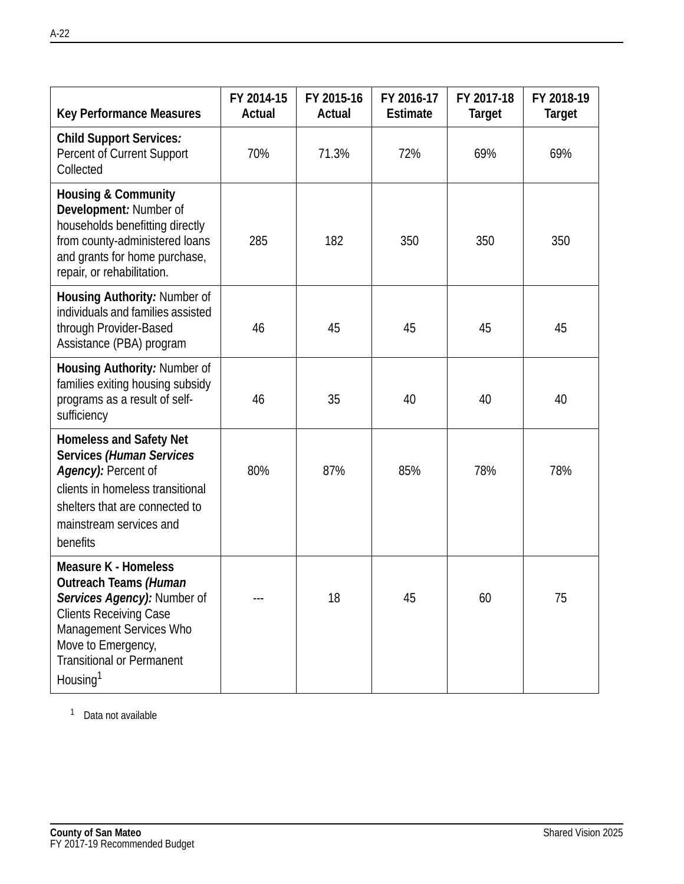| Key Performance Measures | FY 2014-15 Actual | FY 2015-16 Actual | FY 2016-17 Estimate | FY 2017-18 Target | FY 2018-19 Target |
|---|---|---|---|---|---|
| **Child Support Services*:*** Percent of Current Support Collected | 70% | 71.3% | 72% | 69% | 69% |
| **Housing & Community Development*:*** Number of households benefitting directly from county-administered loans and grants for home purchase, repair, or rehabilitation. | 285 | 182 | 350 | 350 | 350 |
| **Housing Authority*:*** Number of individuals and families assisted through Provider-Based Assistance (PBA) program | 46 | 45 | 45 | 45 | 45 |
| **Housing Authority*:*** Number of families exiting housing subsidy programs as a result of self-sufficiency | 46 | 35 | 40 | 40 | 40 |
| **Homeless and Safety Net Services *(Human Services Agency):*** Percent of clients in homeless transitional shelters that are connected to mainstream services and benefits | 80% | 87% | 85% | 78% | 78% |
| **Measure K - Homeless Outreach Teams *(Human Services Agency):*** Number of Clients Receiving Case Management Services Who Move to Emergency, Transitional or Permanent Housing[1] | --- | 18 | 45 | 60 | 75 |

[1] Data not available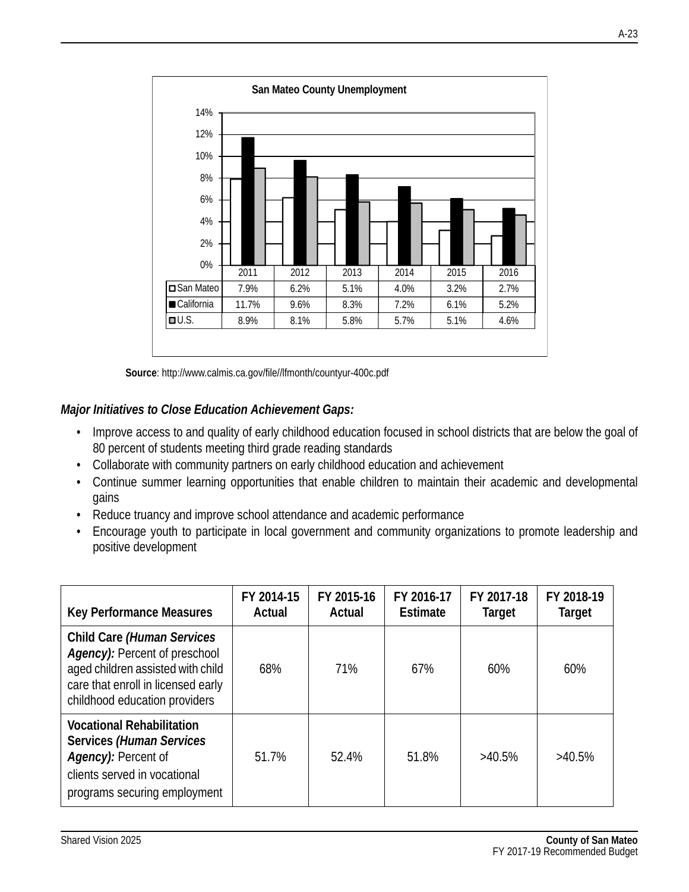**San Mateo County Unemployment**

| | 2011 | 2012 | 2013 | 2014 | 2015 | 2016 |
|---|---|---|---|---|---|---|
| San Mateo | 7.9% | 6.2% | 5.1% | 4.0% | 3.2% | 2.7% |
| California | 11.7% | 9.6% | 8.3% | 7.2% | 6.1% | 5.2% |
| U.S. | 8.9% | 8.1% | 5.8% | 5.7% | 5.1% | 4.6% |

**Source**: http://www.calmis.ca.gov/file//lfmonth/countyur-400c.pdf

***Major Initiatives to Close Education Achievement Gaps:***

- Improve access to and quality of early childhood education focused in school districts that are below the goal of 80 percent of students meeting third grade reading standards
- Collaborate with community partners on early childhood education and achievement
- Continue summer learning opportunities that enable children to maintain their academic and developmental gains
- Reduce truancy and improve school attendance and academic performance
- Encourage youth to participate in local government and community organizations to promote leadership and positive development

| Key Performance Measures | FY 2014-15 Actual | FY 2015-16 Actual | FY 2016-17 Estimate | FY 2017-18 Target | FY 2018-19 Target |
|---|---|---|---|---|---|
| **Child Care *(Human Services Agency):*** Percent of preschool aged children assisted with child care that enroll in licensed early childhood education providers | 68% | 71% | 67% | 60% | 60% |
| **Vocational Rehabilitation Services *(Human Services Agency):*** Percent of clients served in vocational programs securing employment | 51.7% | 52.4% | 51.8% | >40.5% | >40.5% |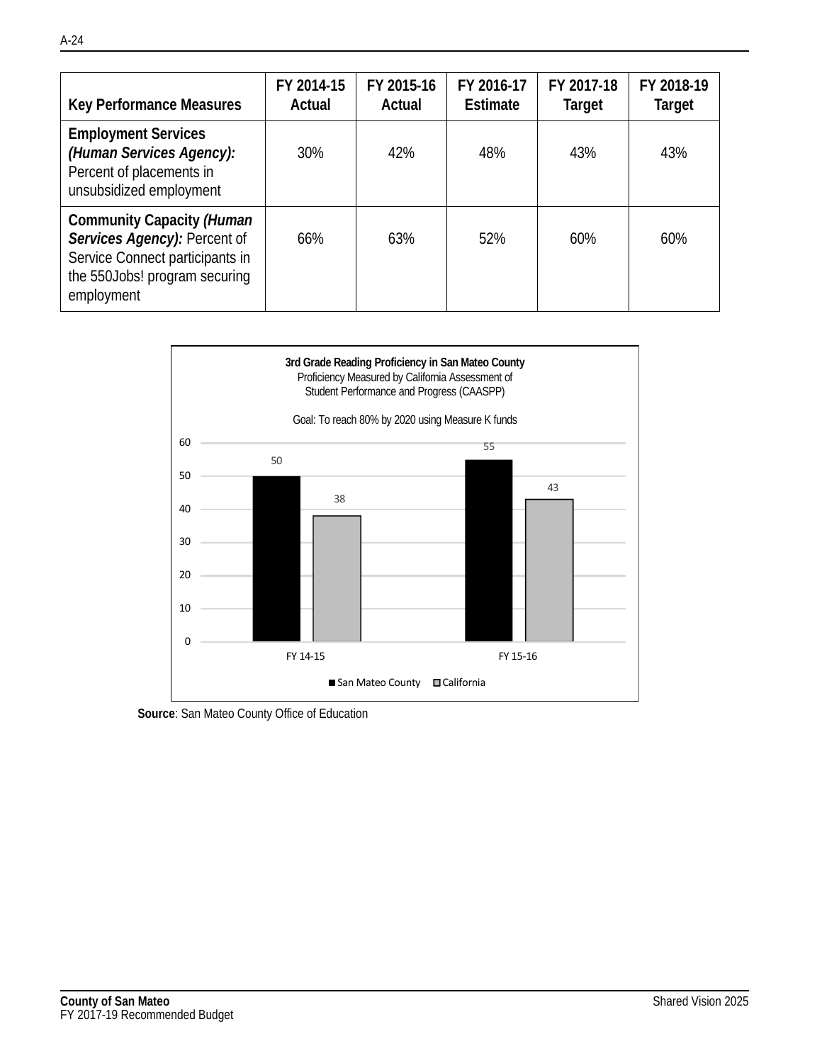| Key Performance Measures | FY 2014-15 Actual | FY 2015-16 Actual | FY 2016-17 Estimate | FY 2017-18 Target | FY 2018-19 Target |
|---|---|---|---|---|---|
| **Employment Services *(Human Services Agency):*** Percent of placements in unsubsidized employment | 30% | 42% | 48% | 43% | 43% |
| **Community Capacity *(Human Services Agency):*** Percent of Service Connect participants in the 550Jobs! program securing employment | 66% | 63% | 52% | 60% | 60% |

**3rd Grade Reading Proficiency in San Mateo County**
Proficiency Measured by California Assessment of Student Performance and Progress (CAASPP)

Goal: To reach 80% by 2020 using Measure K funds

| | San Mateo County | California |
|---|---|---|
| FY 14-15 | 50 | 38 |
| FY 15-16 | 55 | 43 |

**Source**: San Mateo County Office of Education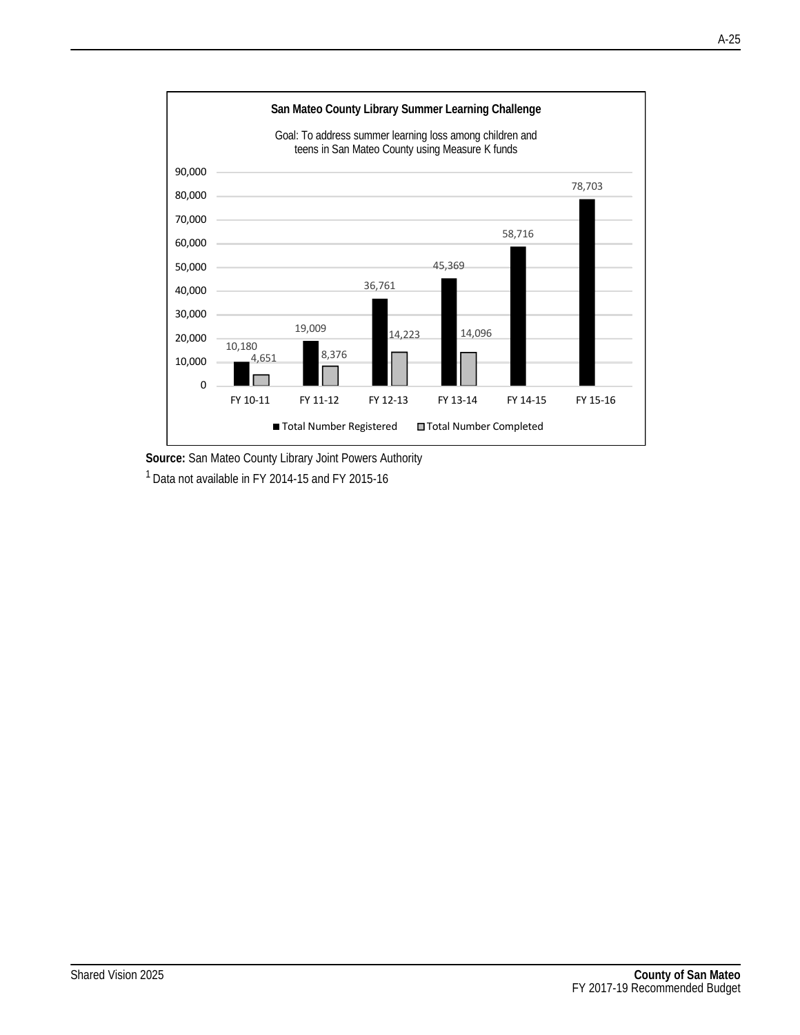**San Mateo County Library Summer Learning Challenge**

Goal: To address summer learning loss among children and teens in San Mateo County using Measure K funds

| | FY 10-11 | FY 11-12 | FY 12-13 | FY 13-14 | FY 14-15 | FY 15-16 |
|---|---|---|---|---|---|---|
| Total Number Registered | 10,180 | 19,009 | 36,761 | 45,369 | 58,716 | 78,703 |
| Total Number Completed | 4,651 | 8,376 | 14,223 | 14,096 | | |

**Source:** San Mateo County Library Joint Powers Authority

[1] Data not available in FY 2014-15 and FY 2015-16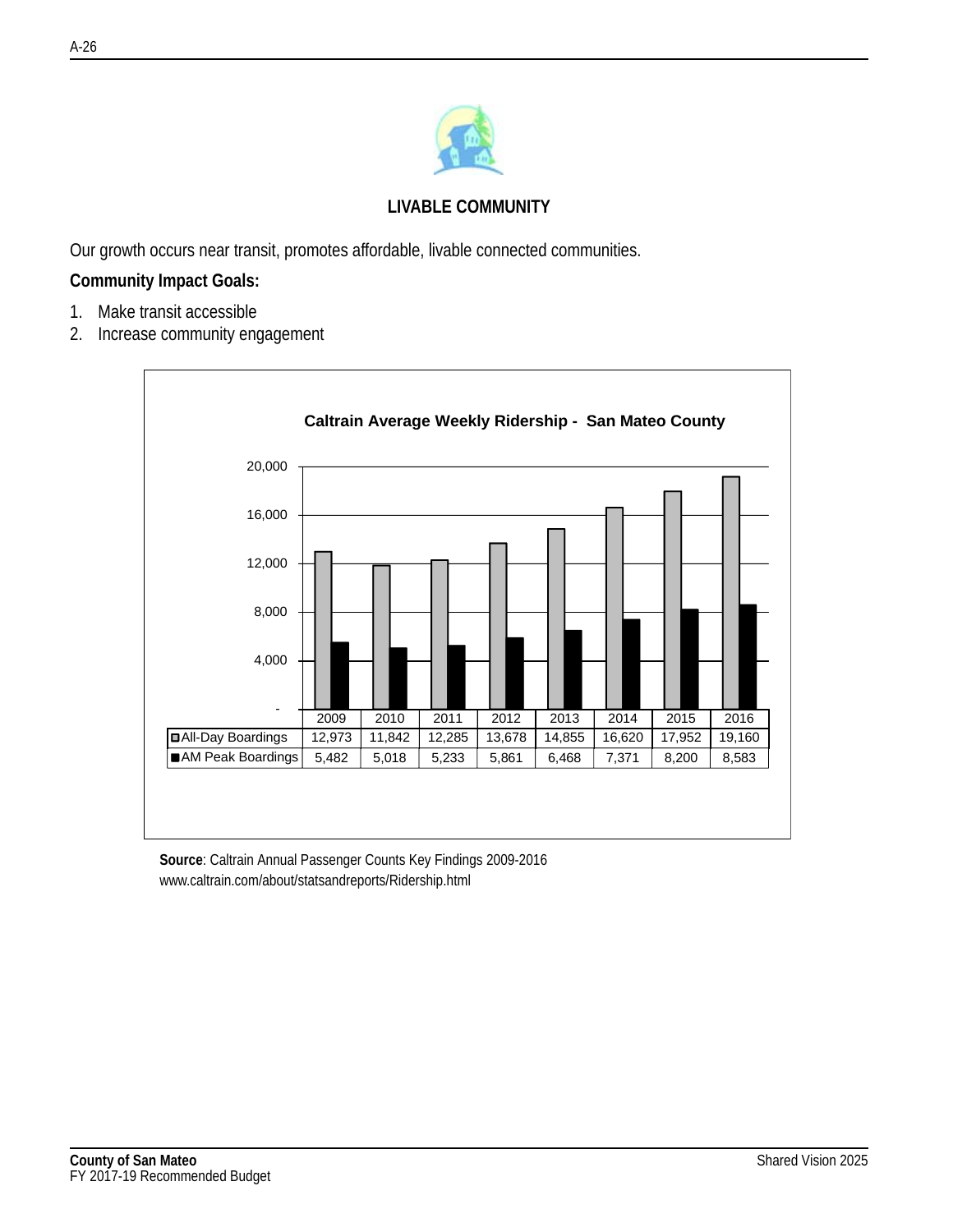## LIVABLE COMMUNITY

Our growth occurs near transit, promotes affordable, livable connected communities.

**Community Impact Goals:**

1. Make transit accessible
2. Increase community engagement

**Caltrain Average Weekly Ridership - San Mateo County**

| | 2009 | 2010 | 2011 | 2012 | 2013 | 2014 | 2015 | 2016 |
|---|---|---|---|---|---|---|---|---|
| All-Day Boardings | 12,973 | 11,842 | 12,285 | 13,678 | 14,855 | 16,620 | 17,952 | 19,160 |
| AM Peak Boardings | 5,482 | 5,018 | 5,233 | 5,861 | 6,468 | 7,371 | 8,200 | 8,583 |

**Source**: Caltrain Annual Passenger Counts Key Findings 2009-2016
www.caltrain.com/about/statsandreports/Ridership.html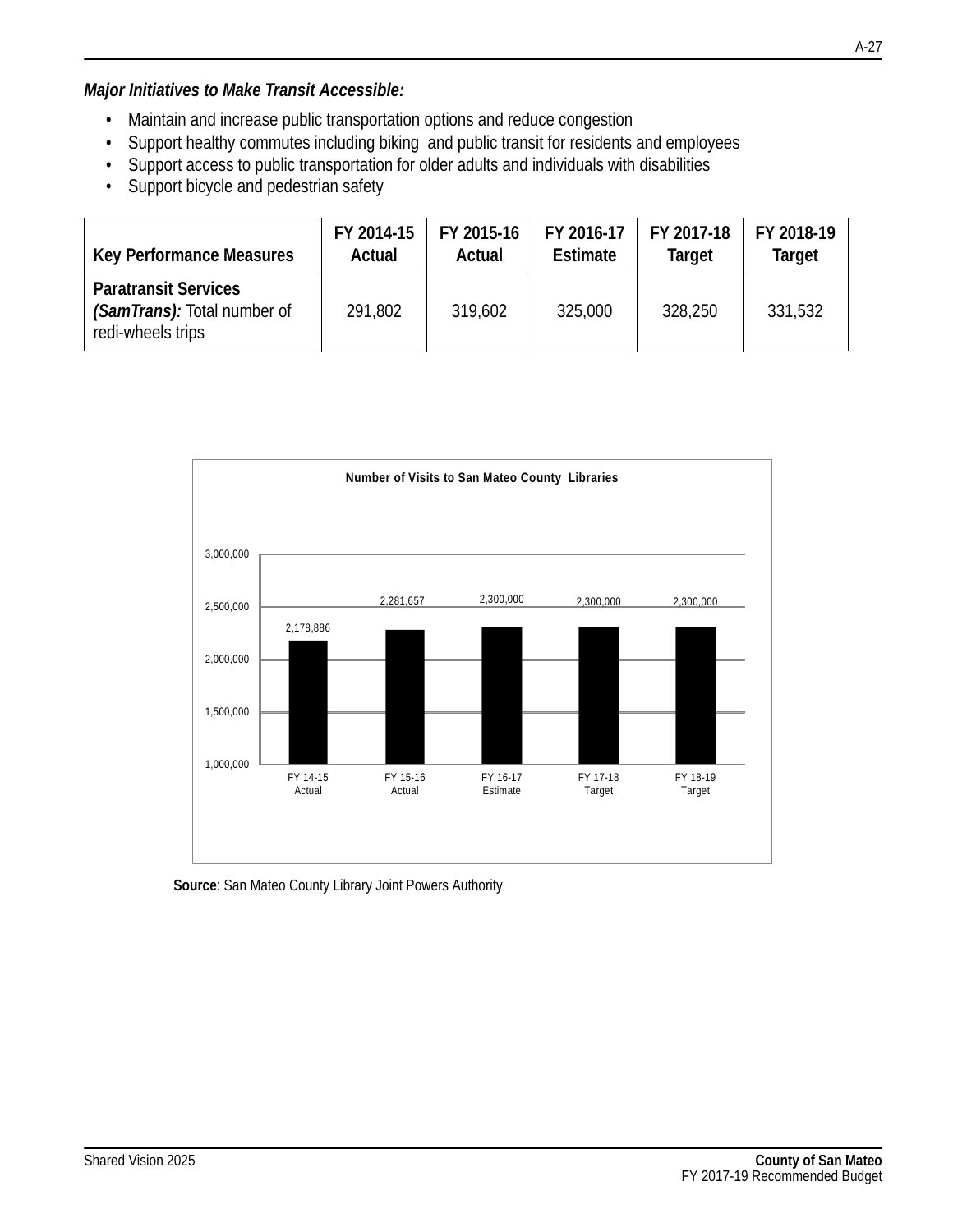***Major Initiatives to Make Transit Accessible:***

- Maintain and increase public transportation options and reduce congestion
- Support healthy commutes including biking and public transit for residents and employees
- Support access to public transportation for older adults and individuals with disabilities
- Support bicycle and pedestrian safety

| Key Performance Measures | FY 2014-15 Actual | FY 2015-16 Actual | FY 2016-17 Estimate | FY 2017-18 Target | FY 2018-19 Target |
|---|---|---|---|---|---|
| **Paratransit Services *(SamTrans):*** Total number of redi-wheels trips | 291,802 | 319,602 | 325,000 | 328,250 | 331,532 |

**Number of Visits to San Mateo County Libraries**

| | FY 14-15 Actual | FY 15-16 Actual | FY 16-17 Estimate | FY 17-18 Target | FY 18-19 Target |
|---|---|---|---|---|---|
| Visits | 2,178,886 | 2,281,657 | 2,300,000 | 2,300,000 | 2,300,000 |

**Source**: San Mateo County Library Joint Powers Authority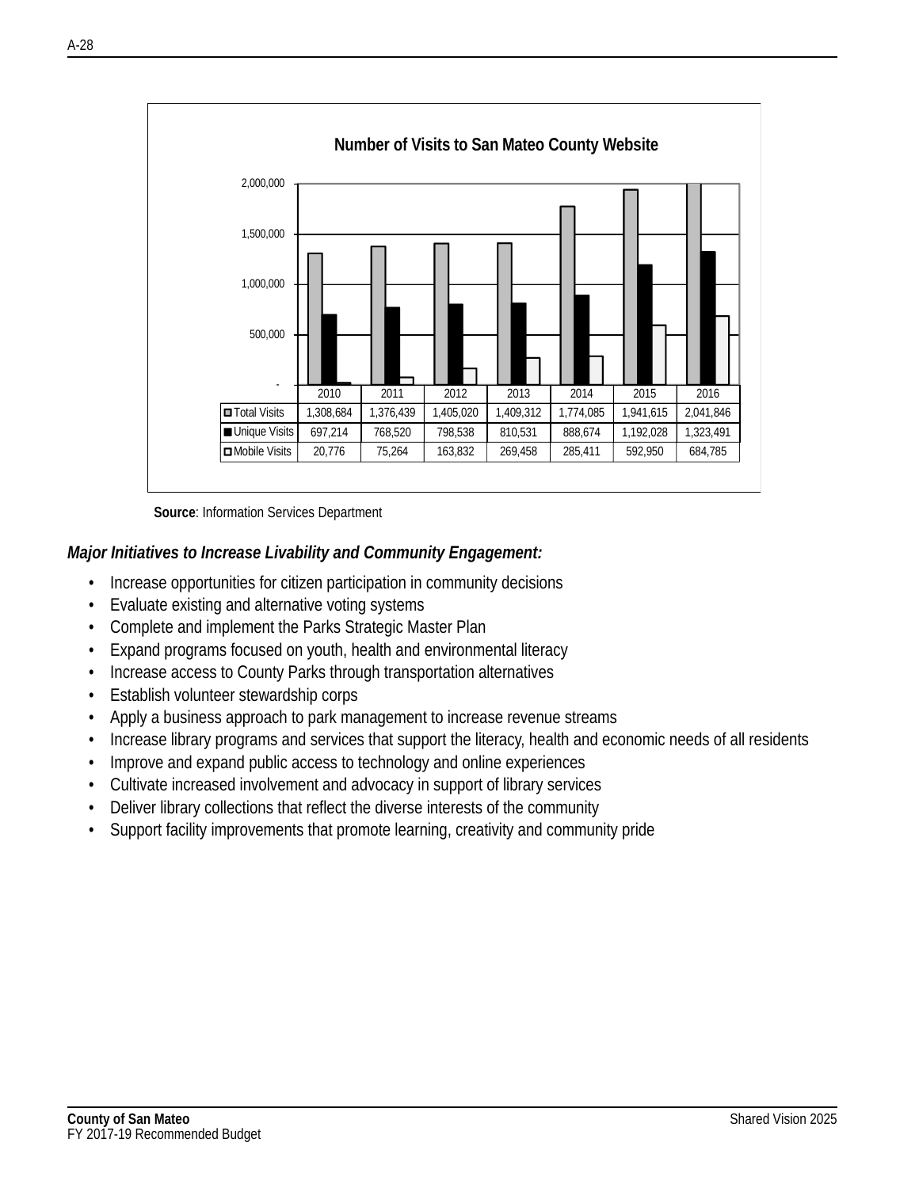**Number of Visits to San Mateo County Website**

| | 2010 | 2011 | 2012 | 2013 | 2014 | 2015 | 2016 |
|---|---|---|---|---|---|---|---|
| Total Visits | 1,308,684 | 1,376,439 | 1,405,020 | 1,409,312 | 1,774,085 | 1,941,615 | 2,041,846 |
| Unique Visits | 697,214 | 768,520 | 798,538 | 810,531 | 888,674 | 1,192,028 | 1,323,491 |
| Mobile Visits | 20,776 | 75,264 | 163,832 | 269,458 | 285,411 | 592,950 | 684,785 |

**Source**: Information Services Department

***Major Initiatives to Increase Livability and Community Engagement:***

- Increase opportunities for citizen participation in community decisions
- Evaluate existing and alternative voting systems
- Complete and implement the Parks Strategic Master Plan
- Expand programs focused on youth, health and environmental literacy
- Increase access to County Parks through transportation alternatives
- Establish volunteer stewardship corps
- Apply a business approach to park management to increase revenue streams
- Increase library programs and services that support the literacy, health and economic needs of all residents
- Improve and expand public access to technology and online experiences
- Cultivate increased involvement and advocacy in support of library services
- Deliver library collections that reflect the diverse interests of the community
- Support facility improvements that promote learning, creativity and community pride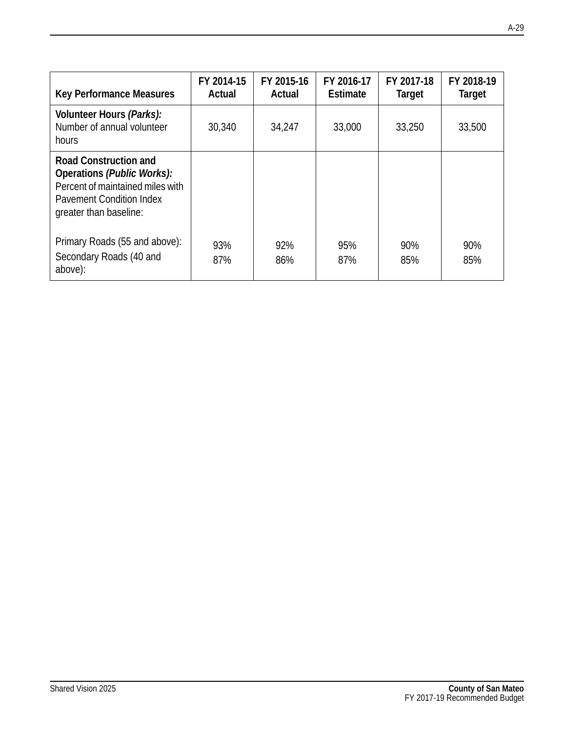| Key Performance Measures | FY 2014-15 Actual | FY 2015-16 Actual | FY 2016-17 Estimate | FY 2017-18 Target | FY 2018-19 Target |
|---|---|---|---|---|---|
| **Volunteer Hours *(Parks):*** Number of annual volunteer hours | 30,340 | 34,247 | 33,000 | 33,250 | 33,500 |
| **Road Construction and Operations *(Public Works):*** Percent of maintained miles with Pavement Condition Index greater than baseline: | | | | | |
| Primary Roads (55 and above): | 93% | 92% | 95% | 90% | 90% |
| Secondary Roads (40 and above): | 87% | 86% | 87% | 85% | 85% |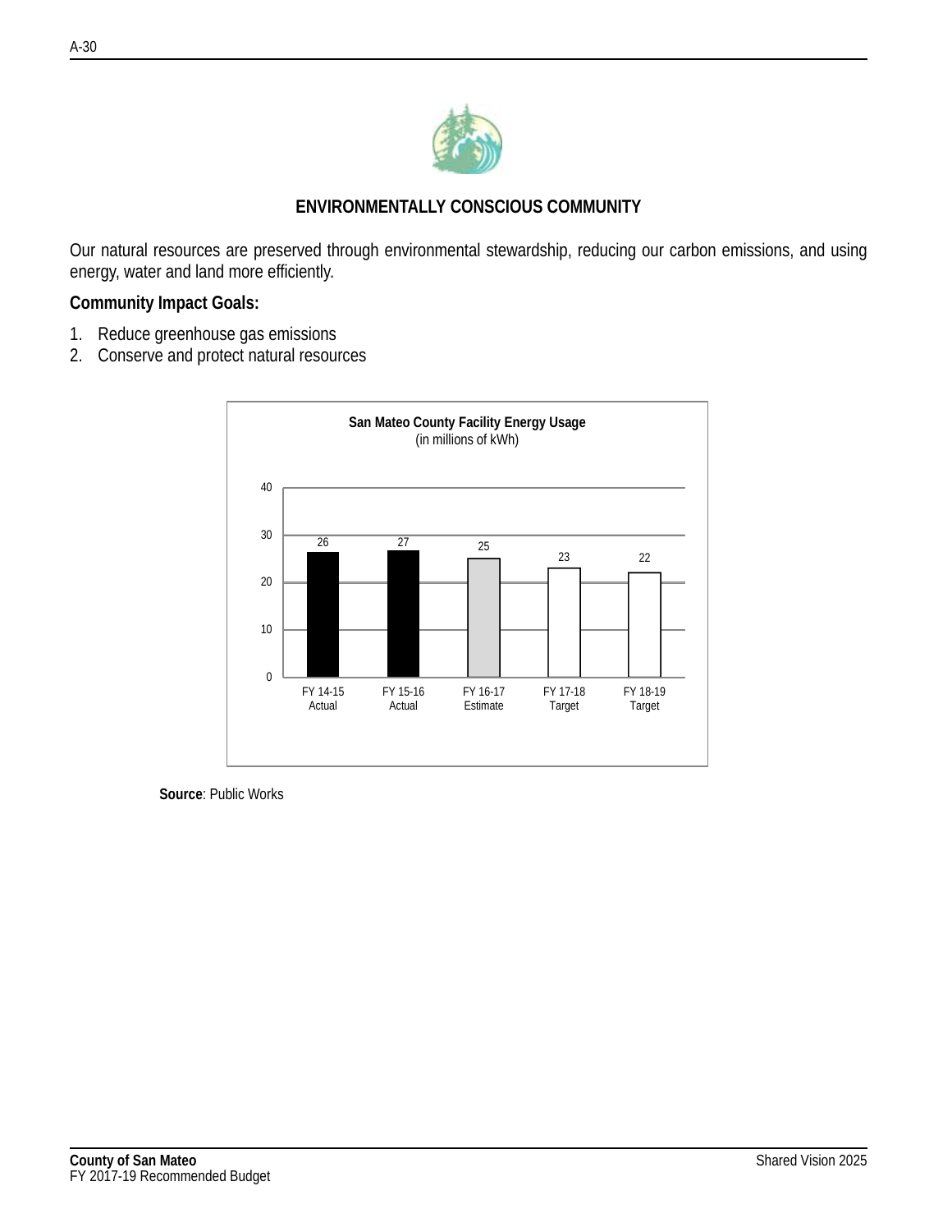## ENVIRONMENTALLY CONSCIOUS COMMUNITY

Our natural resources are preserved through environmental stewardship, reducing our carbon emissions, and using energy, water and land more efficiently.

**Community Impact Goals:**

1. Reduce greenhouse gas emissions
2. Conserve and protect natural resources

**San Mateo County Facility Energy Usage**
(in millions of kWh)

| FY 14-15 Actual | FY 15-16 Actual | FY 16-17 Estimate | FY 17-18 Target | FY 18-19 Target |
|---|---|---|---|---|
| 26 | 27 | 25 | 23 | 22 |

**Source**: Public Works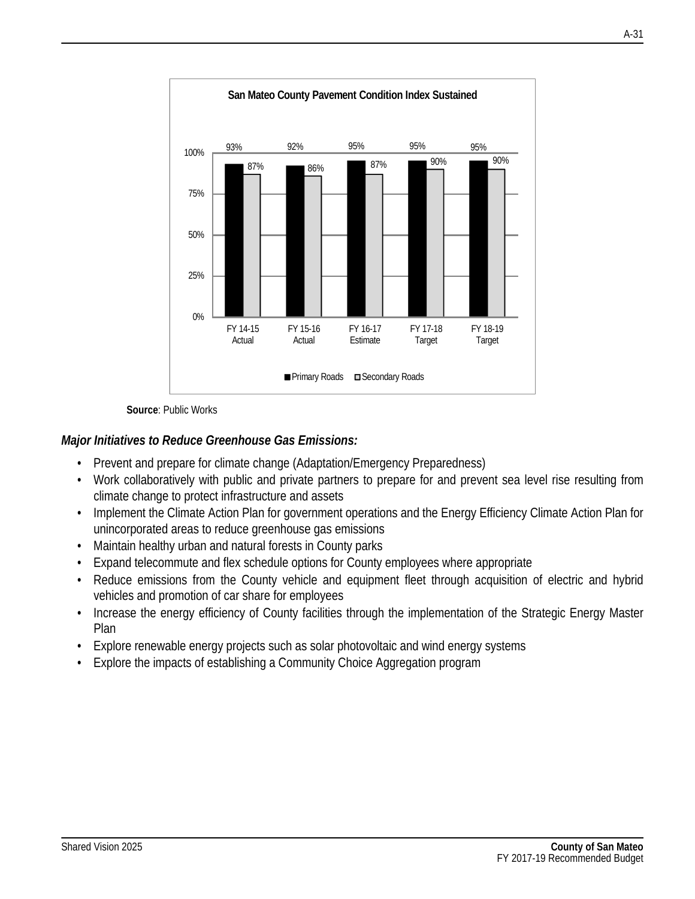**San Mateo County Pavement Condition Index Sustained**

| | Primary Roads | Secondary Roads |
|---|---|---|
| FY 14-15 Actual | 93% | 87% |
| FY 15-16 Actual | 92% | 86% |
| FY 16-17 Estimate | 95% | 87% |
| FY 17-18 Target | 95% | 90% |
| FY 18-19 Target | 95% | 90% |

**Source**: Public Works

***Major Initiatives to Reduce Greenhouse Gas Emissions:***

- Prevent and prepare for climate change (Adaptation/Emergency Preparedness)
- Work collaboratively with public and private partners to prepare for and prevent sea level rise resulting from climate change to protect infrastructure and assets
- Implement the Climate Action Plan for government operations and the Energy Efficiency Climate Action Plan for unincorporated areas to reduce greenhouse gas emissions
- Maintain healthy urban and natural forests in County parks
- Expand telecommute and flex schedule options for County employees where appropriate
- Reduce emissions from the County vehicle and equipment fleet through acquisition of electric and hybrid vehicles and promotion of car share for employees
- Increase the energy efficiency of County facilities through the implementation of the Strategic Energy Master Plan
- Explore renewable energy projects such as solar photovoltaic and wind energy systems
- Explore the impacts of establishing a Community Choice Aggregation program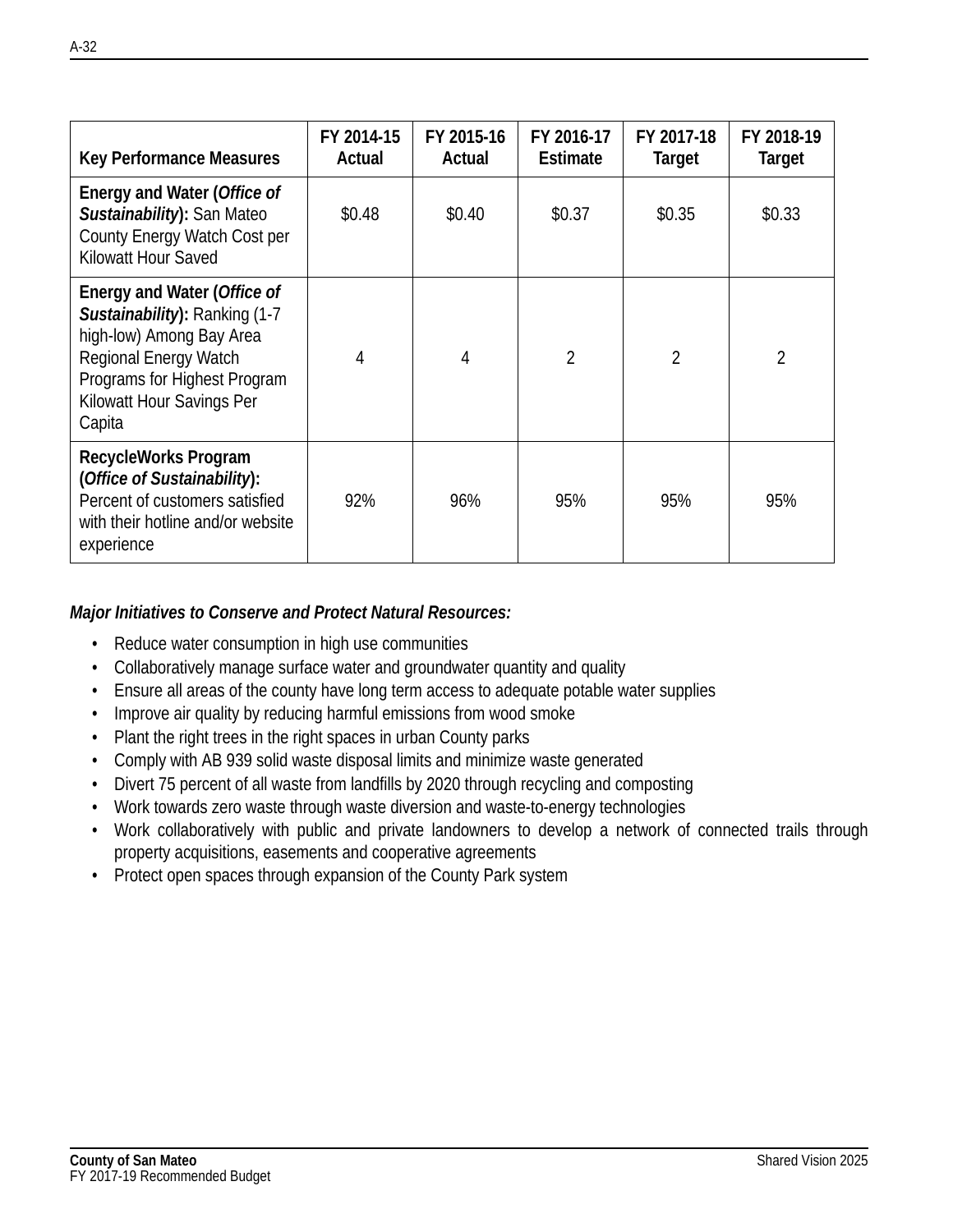| Key Performance Measures | FY 2014-15 Actual | FY 2015-16 Actual | FY 2016-17 Estimate | FY 2017-18 Target | FY 2018-19 Target |
|---|---|---|---|---|---|
| **Energy and Water (*Office of Sustainability*):** San Mateo County Energy Watch Cost per Kilowatt Hour Saved | $0.48 | $0.40 | $0.37 | $0.35 | $0.33 |
| **Energy and Water (*Office of Sustainability*):** Ranking (1-7 high-low) Among Bay Area Regional Energy Watch Programs for Highest Program Kilowatt Hour Savings Per Capita | 4 | 4 | 2 | 2 | 2 |
| **RecycleWorks Program (*Office of Sustainability*):** Percent of customers satisfied with their hotline and/or website experience | 92% | 96% | 95% | 95% | 95% |

***Major Initiatives to Conserve and Protect Natural Resources:***

- Reduce water consumption in high use communities
- Collaboratively manage surface water and groundwater quantity and quality
- Ensure all areas of the county have long term access to adequate potable water supplies
- Improve air quality by reducing harmful emissions from wood smoke
- Plant the right trees in the right spaces in urban County parks
- Comply with AB 939 solid waste disposal limits and minimize waste generated
- Divert 75 percent of all waste from landfills by 2020 through recycling and composting
- Work towards zero waste through waste diversion and waste-to-energy technologies
- Work collaboratively with public and private landowners to develop a network of connected trails through property acquisitions, easements and cooperative agreements
- Protect open spaces through expansion of the County Park system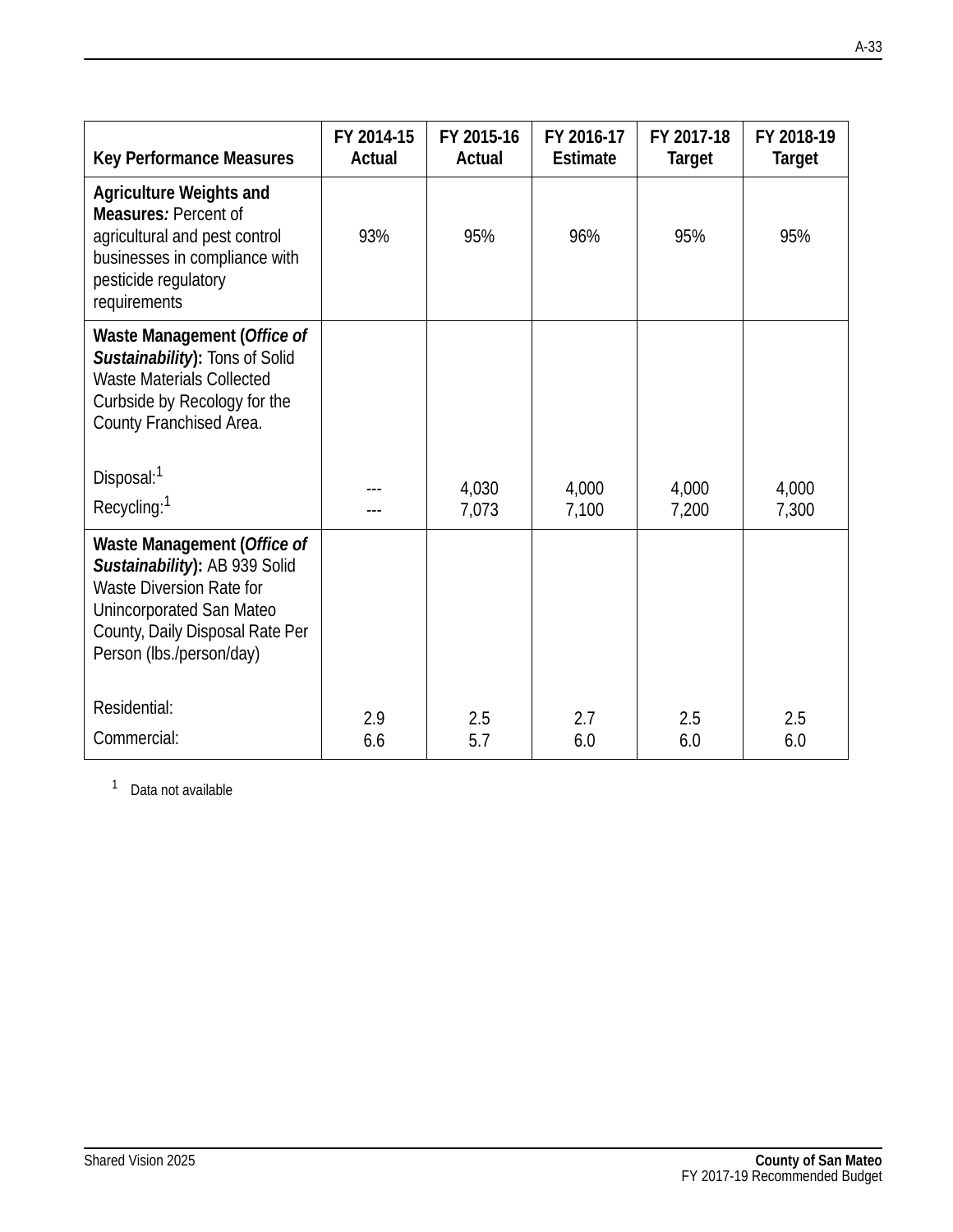| Key Performance Measures | FY 2014-15 Actual | FY 2015-16 Actual | FY 2016-17 Estimate | FY 2017-18 Target | FY 2018-19 Target |
|---|---|---|---|---|---|
| **Agriculture Weights and Measures*:*** Percent of agricultural and pest control businesses in compliance with pesticide regulatory requirements | 93% | 95% | 96% | 95% | 95% |
| **Waste Management (*Office of Sustainability*):** Tons of Solid Waste Materials Collected Curbside by Recology for the County Franchised Area. | | | | | |
| Disposal:[1] | --- | 4,030 | 4,000 | 4,000 | 4,000 |
| Recycling:[1] | --- | 7,073 | 7,100 | 7,200 | 7,300 |
| **Waste Management (*Office of Sustainability*):** AB 939 Solid Waste Diversion Rate for Unincorporated San Mateo County, Daily Disposal Rate Per Person (lbs./person/day) | | | | | |
| Residential: | 2.9 | 2.5 | 2.7 | 2.5 | 2.5 |
| Commercial: | 6.6 | 5.7 | 6.0 | 6.0 | 6.0 |

[1] Data not available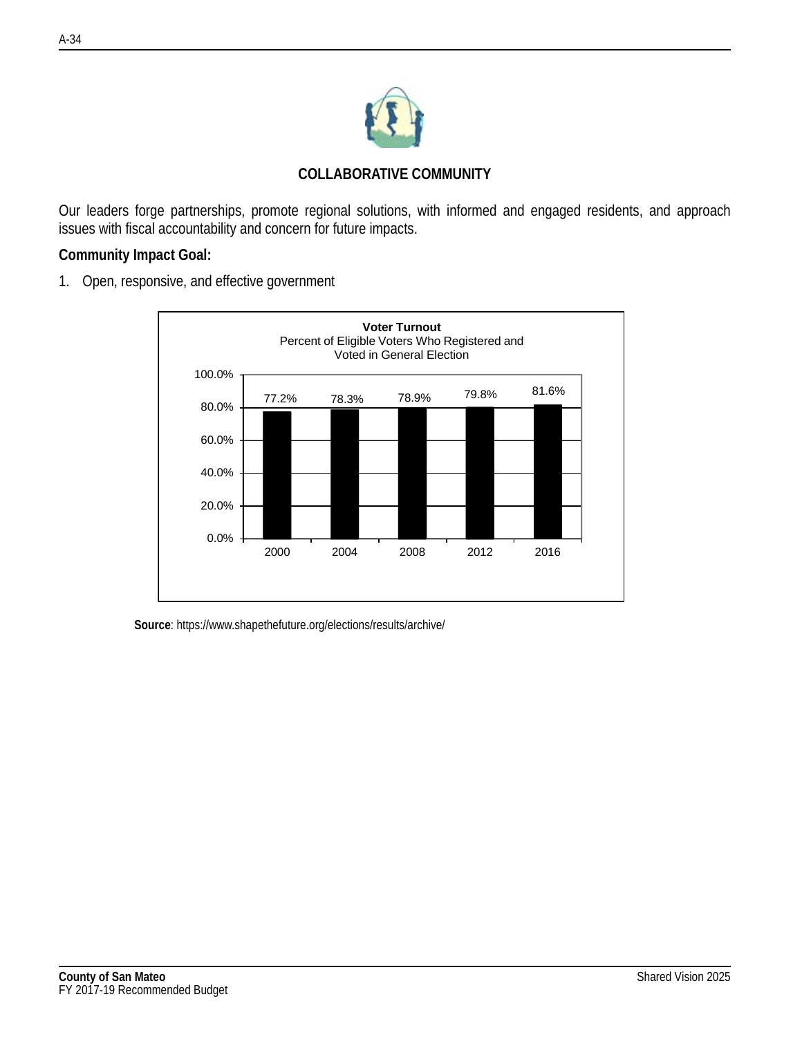## COLLABORATIVE COMMUNITY

Our leaders forge partnerships, promote regional solutions, with informed and engaged residents, and approach issues with fiscal accountability and concern for future impacts.

**Community Impact Goal:**

1. Open, responsive, and effective government

**Voter Turnout**
Percent of Eligible Voters Who Registered and Voted in General Election

| Year | Percent |
|---|---|
| 2000 | 77.2% |
| 2004 | 78.3% |
| 2008 | 78.9% |
| 2012 | 79.8% |
| 2016 | 81.6% |

**Source**: https://www.shapethefuture.org/elections/results/archive/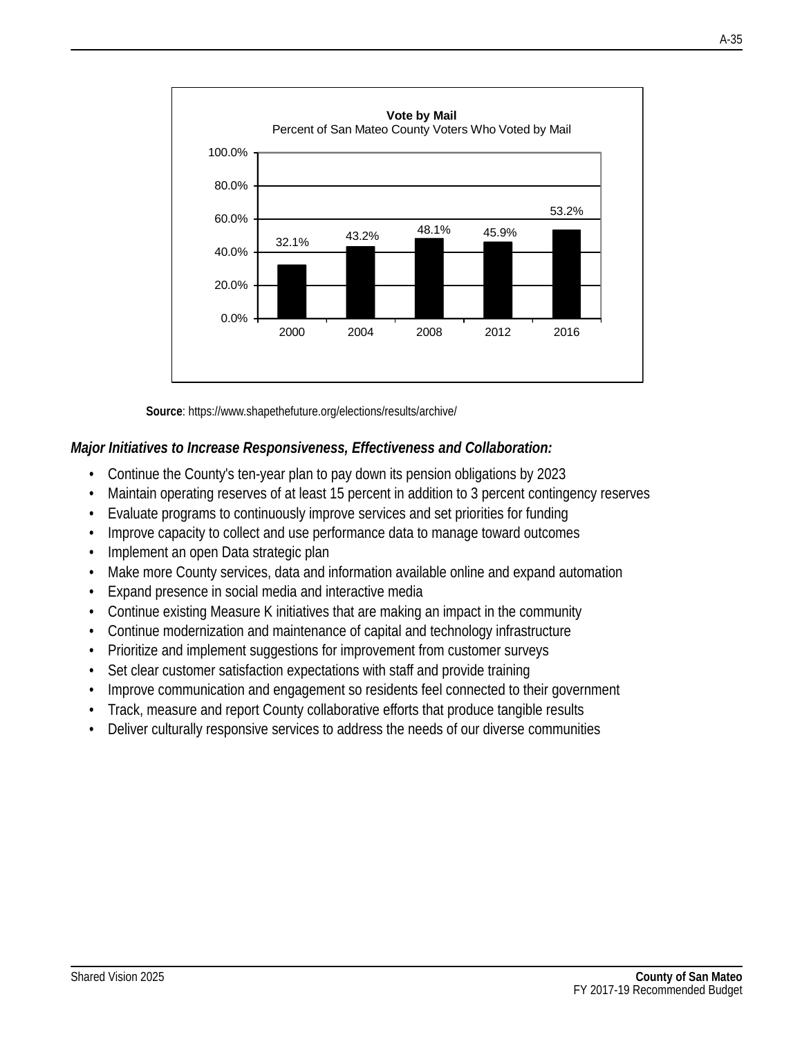**Vote by Mail**
Percent of San Mateo County Voters Who Voted by Mail

| Year | Percent |
|---|---|
| 2000 | 32.1% |
| 2004 | 43.2% |
| 2008 | 48.1% |
| 2012 | 45.9% |
| 2016 | 53.2% |

**Source**: https://www.shapethefuture.org/elections/results/archive/

***Major Initiatives to Increase Responsiveness, Effectiveness and Collaboration:***

- Continue the County's ten-year plan to pay down its pension obligations by 2023
- Maintain operating reserves of at least 15 percent in addition to 3 percent contingency reserves
- Evaluate programs to continuously improve services and set priorities for funding
- Improve capacity to collect and use performance data to manage toward outcomes
- Implement an open Data strategic plan
- Make more County services, data and information available online and expand automation
- Expand presence in social media and interactive media
- Continue existing Measure K initiatives that are making an impact in the community
- Continue modernization and maintenance of capital and technology infrastructure
- Prioritize and implement suggestions for improvement from customer surveys
- Set clear customer satisfaction expectations with staff and provide training
- Improve communication and engagement so residents feel connected to their government
- Track, measure and report County collaborative efforts that produce tangible results
- Deliver culturally responsive services to address the needs of our diverse communities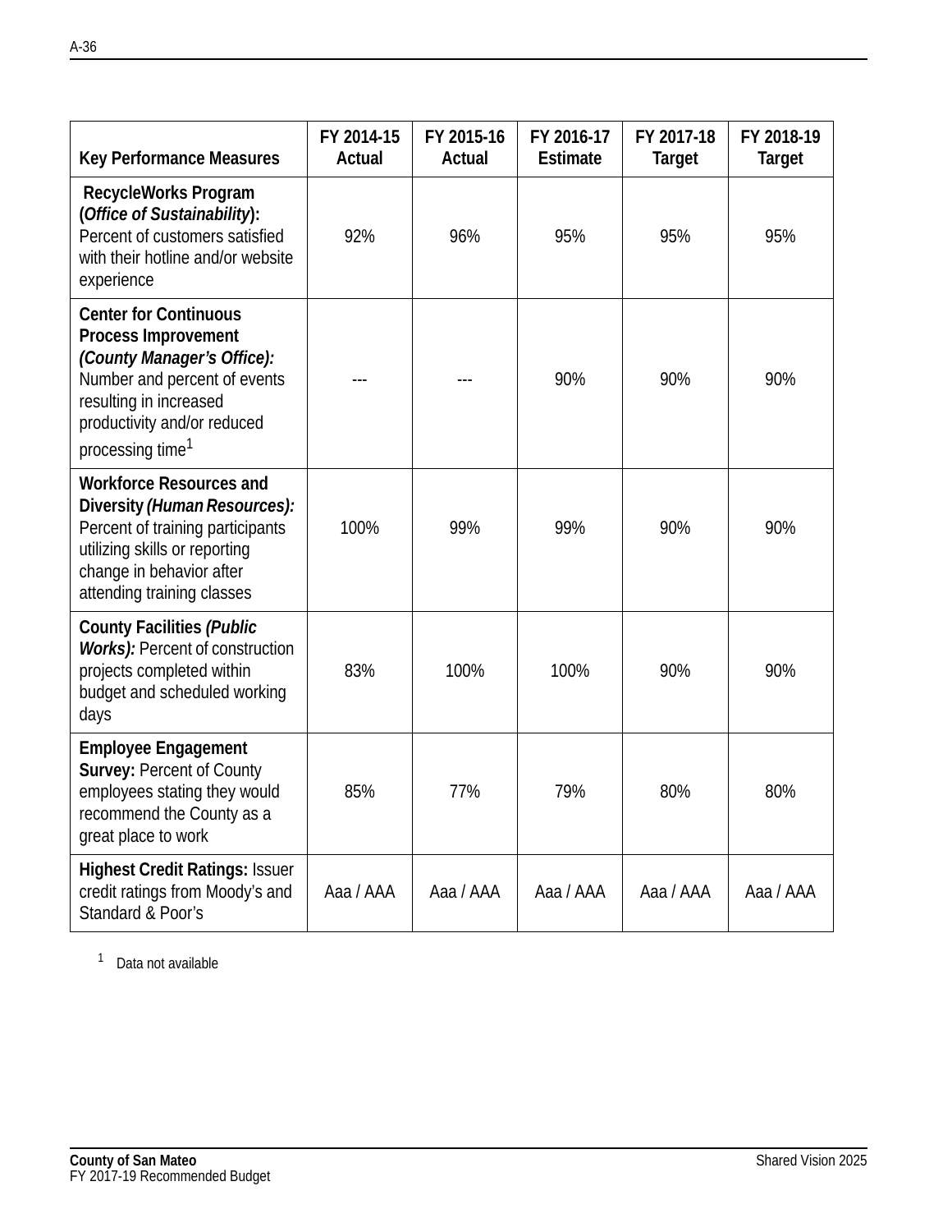| Key Performance Measures | FY 2014-15 Actual | FY 2015-16 Actual | FY 2016-17 Estimate | FY 2017-18 Target | FY 2018-19 Target |
| --- | --- | --- | --- | --- | --- |
| **RecycleWorks Program (*Office of Sustainability*):** Percent of customers satisfied with their hotline and/or website experience | 92% | 96% | 95% | 95% | 95% |
| **Center for Continuous Process Improvement *(County Manager's Office):*** Number and percent of events resulting in increased productivity and/or reduced processing time[1] | --- | --- | 90% | 90% | 90% |
| **Workforce Resources and Diversity *(Human Resources):*** Percent of training participants utilizing skills or reporting change in behavior after attending training classes | 100% | 99% | 99% | 90% | 90% |
| **County Facilities *(Public Works):*** Percent of construction projects completed within budget and scheduled working days | 83% | 100% | 100% | 90% | 90% |
| **Employee Engagement Survey:** Percent of County employees stating they would recommend the County as a great place to work | 85% | 77% | 79% | 80% | 80% |
| **Highest Credit Ratings:** Issuer credit ratings from Moody's and Standard & Poor's | Aaa / AAA | Aaa / AAA | Aaa / AAA | Aaa / AAA | Aaa / AAA |

[1] Data not available